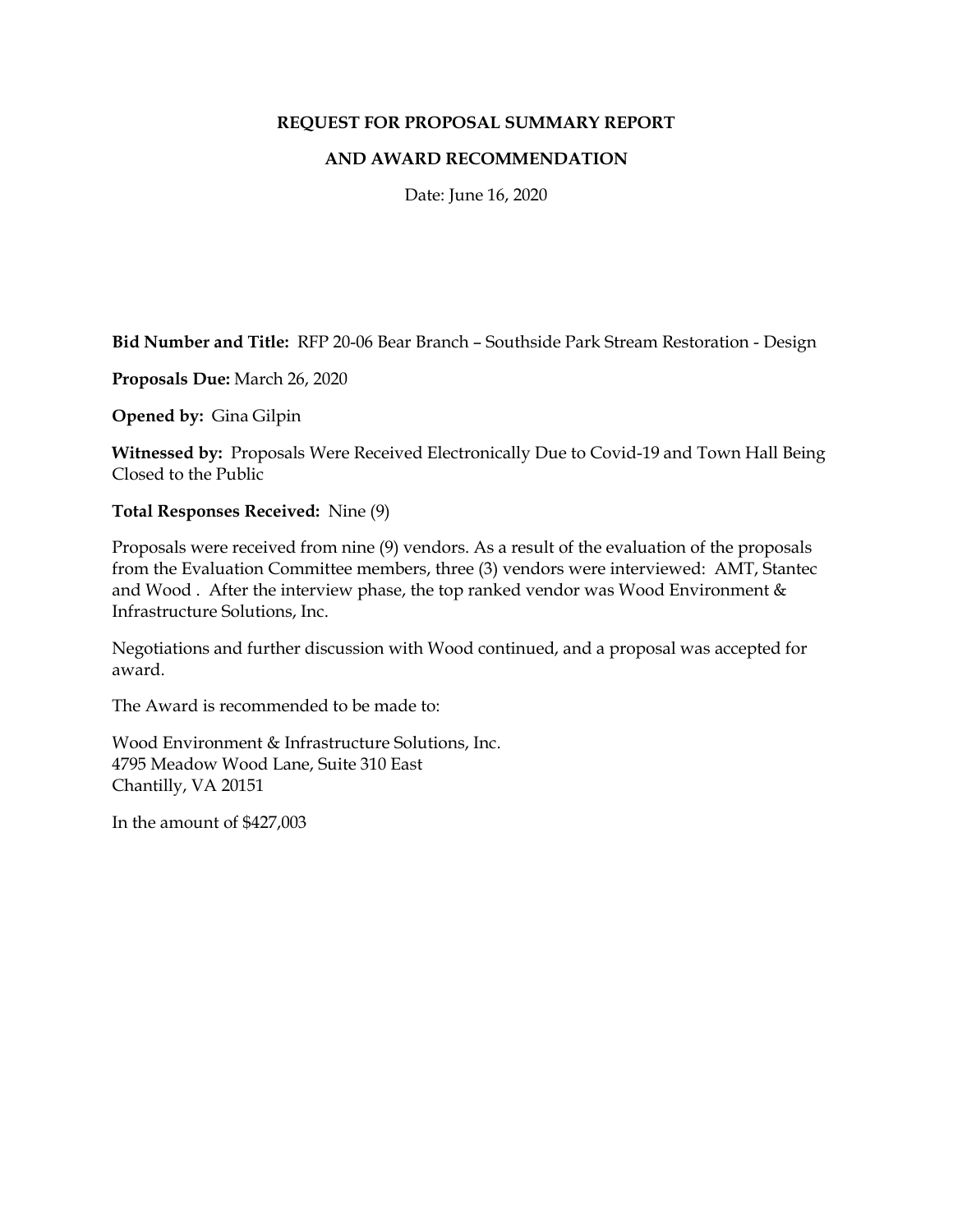**REQUEST FOR PROPOSAL SUMMARY REPORT**

**AND AWARD RECOMMENDATION**

Date: June 16, 2020

**Bid Number and Title:** RFP 20-06 Bear Branch – Southside Park Stream Restoration - Design

**Proposals Due:** March 26, 2020

**Opened by:** Gina Gilpin

**Witnessed by:** Proposals Were Received Electronically Due to Covid-19 and Town Hall Being Closed to the Public

**Total Responses Received:** Nine (9)

Proposals were received from nine (9) vendors. As a result of the evaluation of the proposals from the Evaluation Committee members, three (3) vendors were interviewed: AMT, Stantec and Wood . After the interview phase, the top ranked vendor was Wood Environment & Infrastructure Solutions, Inc.

Negotiations and further discussion with Wood continued, and a proposal was accepted for award.

The Award is recommended to be made to:

Wood Environment & Infrastructure Solutions, Inc.
4795 Meadow Wood Lane, Suite 310 East
Chantilly, VA 20151

In the amount of $427,003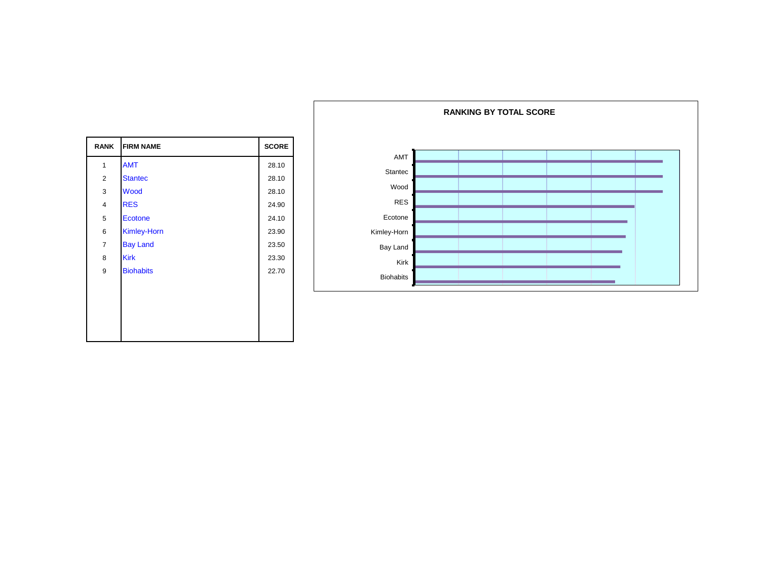| RANK | FIRM NAME | SCORE |
|---|---|---|
| 1 | AMT | 28.10 |
| 2 | Stantec | 28.10 |
| 3 | Wood | 28.10 |
| 4 | RES | 24.90 |
| 5 | Ecotone | 24.10 |
| 6 | Kimley-Horn | 23.90 |
| 7 | Bay Land | 23.50 |
| 8 | Kirk | 23.30 |
| 9 | Biohabits | 22.70 |

**RANKING BY TOTAL SCORE**

AMT
Stantec
Wood
RES
Ecotone
Kimley-Horn
Bay Land
Kirk
Biohabits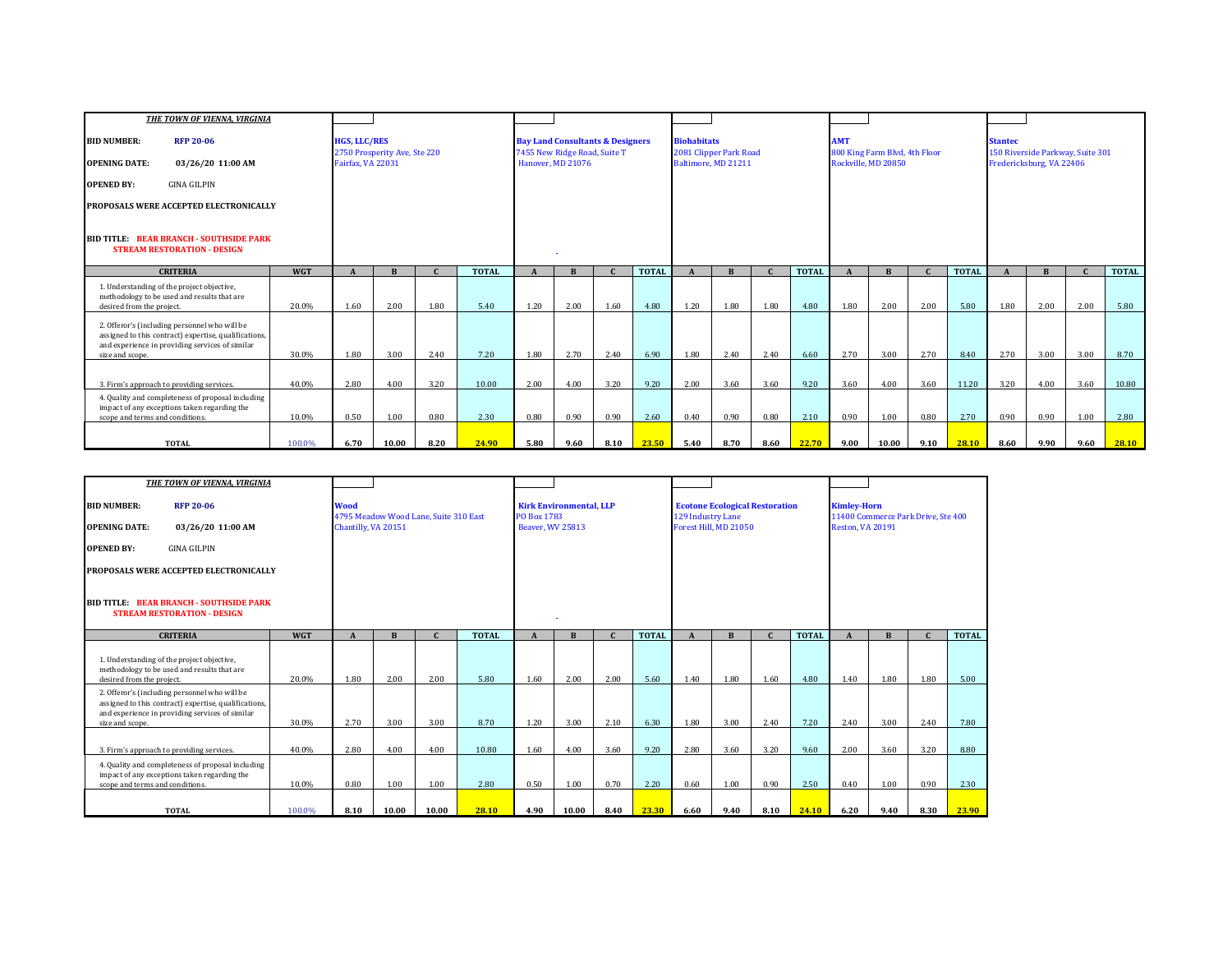| THE TOWN OF VIENNA, VIRGINIA | | HGS, LLC/RES<br>2750 Prosperity Ave, Ste 220<br>Fairfax, VA 22031 | | | | Bay Land Consultants & Designers<br>7455 New Ridge Road, Suite T<br>Hanover, MD 21076 | | | | Biohabitats<br>2081 Clipper Park Road<br>Baltimore, MD 21211 | | | | AMT<br>800 King Farm Blvd, 4th Floor<br>Rockville, MD 20850 | | | | Stantec<br>150 Riverside Parkway, Suite 301<br>Fredericksburg, VA 22406 | | | |
|---|---|---|---|---|---|---|---|---|---|---|---|---|---|---|---|---|---|---|---|---|---|
| BID NUMBER: RFP 20-06 | | | | | | | | | | | | | | | | | | | | | |
| OPENING DATE: 03/26/20 11:00 AM | | | | | | | | | | | | | | | | | | | | | |
| OPENED BY: GINA GILPIN | | | | | | | | | | | | | | | | | | | | | |
| PROPOSALS WERE ACCEPTED ELECTRONICALLY | | | | | | | | | | | | | | | | | | | | | |
| BID TITLE: BEAR BRANCH - SOUTHSIDE PARK STREAM RESTORATION - DESIGN | | | | | | | | | | | | | | | | | | | | | |
| **CRITERIA** | **WGT** | **A** | **B** | **C** | **TOTAL** | **A** | **B** | **C** | **TOTAL** | **A** | **B** | **C** | **TOTAL** | **A** | **B** | **C** | **TOTAL** | **A** | **B** | **C** | **TOTAL** |
| 1. Understanding of the project objective, methodology to be used and results that are desired from the project. | 20.0% | 1.60 | 2.00 | 1.80 | 5.40 | 1.20 | 2.00 | 1.60 | 4.80 | 1.20 | 1.80 | 1.80 | 4.80 | 1.80 | 2.00 | 2.00 | 5.80 | 1.80 | 2.00 | 2.00 | 5.80 |
| 2. Offeror's (including personnel who will be assigned to this contract) expertise, qualifications, and experience in providing services of similar size and scope. | 30.0% | 1.80 | 3.00 | 2.40 | 7.20 | 1.80 | 2.70 | 2.40 | 6.90 | 1.80 | 2.40 | 2.40 | 6.60 | 2.70 | 3.00 | 2.70 | 8.40 | 2.70 | 3.00 | 3.00 | 8.70 |
| 3. Firm's approach to providing services. | 40.0% | 2.80 | 4.00 | 3.20 | 10.00 | 2.00 | 4.00 | 3.20 | 9.20 | 2.00 | 3.60 | 3.60 | 9.20 | 3.60 | 4.00 | 3.60 | 11.20 | 3.20 | 4.00 | 3.60 | 10.80 |
| 4. Quality and completeness of proposal including impact of any exceptions taken regarding the scope and terms and conditions. | 10.0% | 0.50 | 1.00 | 0.80 | 2.30 | 0.80 | 0.90 | 0.90 | 2.60 | 0.40 | 0.90 | 0.80 | 2.10 | 0.90 | 1.00 | 0.80 | 2.70 | 0.90 | 0.90 | 1.00 | 2.80 |
| **TOTAL** | 100.0% | **6.70** | **10.00** | **8.20** | **24.90** | **5.80** | **9.60** | **8.10** | **23.50** | **5.40** | **8.70** | **8.60** | **22.70** | **9.00** | **10.00** | **9.10** | **28.10** | **8.60** | **9.90** | **9.60** | **28.10** |

| THE TOWN OF VIENNA, VIRGINIA | | Wood<br>4795 Meadow Wood Lane, Suite 310 East<br>Chantilly, VA 20151 | | | | Kirk Environmental, LLP<br>PO Box 1783<br>Beaver, WV 25813 | | | | Ecotone Ecological Restoration<br>129 Industry Lane<br>Forest Hill, MD 21050 | | | | Kimley-Horn<br>11400 Commerce Park Drive, Ste 400<br>Reston, VA 20191 | | | |
|---|---|---|---|---|---|---|---|---|---|---|---|---|---|---|---|---|---|
| BID NUMBER: RFP 20-06 | | | | | | | | | | | | | | | | | |
| OPENING DATE: 03/26/20 11:00 AM | | | | | | | | | | | | | | | | | |
| OPENED BY: GINA GILPIN | | | | | | | | | | | | | | | | | |
| PROPOSALS WERE ACCEPTED ELECTRONICALLY | | | | | | | | | | | | | | | | | |
| BID TITLE: BEAR BRANCH - SOUTHSIDE PARK STREAM RESTORATION - DESIGN | | | | | | | | | | | | | | | | | |
| **CRITERIA** | **WGT** | **A** | **B** | **C** | **TOTAL** | **A** | **B** | **C** | **TOTAL** | **A** | **B** | **C** | **TOTAL** | **A** | **B** | **C** | **TOTAL** |
| 1. Understanding of the project objective, methodology to be used and results that are desired from the project. | 20.0% | 1.80 | 2.00 | 2.00 | 5.80 | 1.60 | 2.00 | 2.00 | 5.60 | 1.40 | 1.80 | 1.60 | 4.80 | 1.40 | 1.80 | 1.80 | 5.00 |
| 2. Offeror's (including personnel who will be assigned to this contract) expertise, qualifications, and experience in providing services of similar size and scope. | 30.0% | 2.70 | 3.00 | 3.00 | 8.70 | 1.20 | 3.00 | 2.10 | 6.30 | 1.80 | 3.00 | 2.40 | 7.20 | 2.40 | 3.00 | 2.40 | 7.80 |
| 3. Firm's approach to providing services. | 40.0% | 2.80 | 4.00 | 4.00 | 10.80 | 1.60 | 4.00 | 3.60 | 9.20 | 2.80 | 3.60 | 3.20 | 9.60 | 2.00 | 3.60 | 3.20 | 8.80 |
| 4. Quality and completeness of proposal including impact of any exceptions taken regarding the scope and terms and conditions. | 10.0% | 0.80 | 1.00 | 1.00 | 2.80 | 0.50 | 1.00 | 0.70 | 2.20 | 0.60 | 1.00 | 0.90 | 2.50 | 0.40 | 1.00 | 0.90 | 2.30 |
| **TOTAL** | 100.0% | **8.10** | **10.00** | **10.00** | **28.10** | **4.90** | **10.00** | **8.40** | **23.30** | **6.60** | **9.40** | **8.10** | **24.10** | **6.20** | **9.40** | **8.30** | **23.90** |